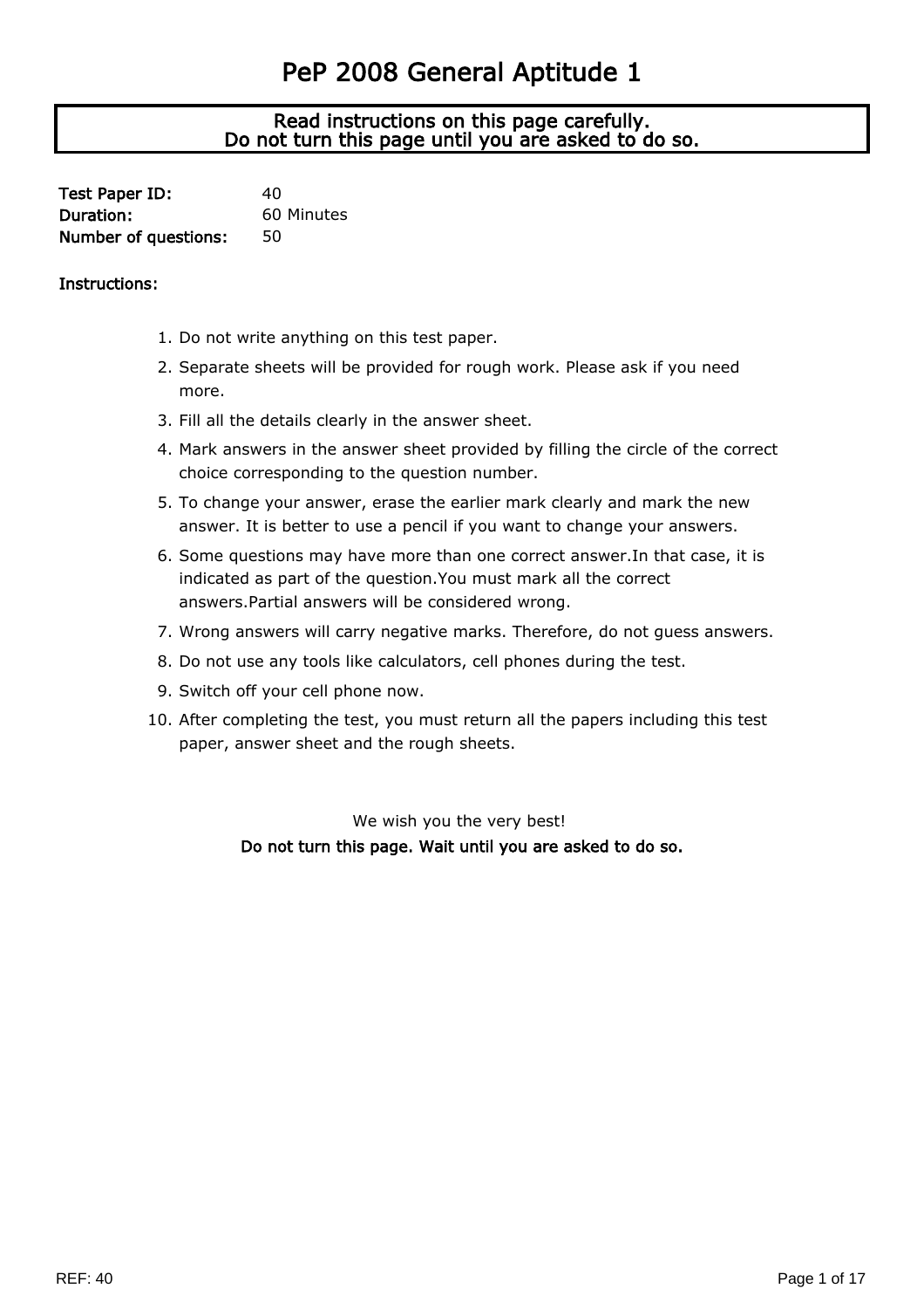# PeP 2008 General Aptitude 1

**Read instructions on this page carefully.**
**Do not turn this page until you are asked to do so.**

**Test Paper ID:** 40
**Duration:** 60 Minutes
**Number of questions:** 50

**Instructions:**

1. Do not write anything on this test paper.
2. Separate sheets will be provided for rough work. Please ask if you need more.
3. Fill all the details clearly in the answer sheet.
4. Mark answers in the answer sheet provided by filling the circle of the correct choice corresponding to the question number.
5. To change your answer, erase the earlier mark clearly and mark the new answer. It is better to use a pencil if you want to change your answers.
6. Some questions may have more than one correct answer.In that case, it is indicated as part of the question.You must mark all the correct answers.Partial answers will be considered wrong.
7. Wrong answers will carry negative marks. Therefore, do not guess answers.
8. Do not use any tools like calculators, cell phones during the test.
9. Switch off your cell phone now.
10. After completing the test, you must return all the papers including this test paper, answer sheet and the rough sheets.

We wish you the very best!

**Do not turn this page. Wait until you are asked to do so.**

REF: 40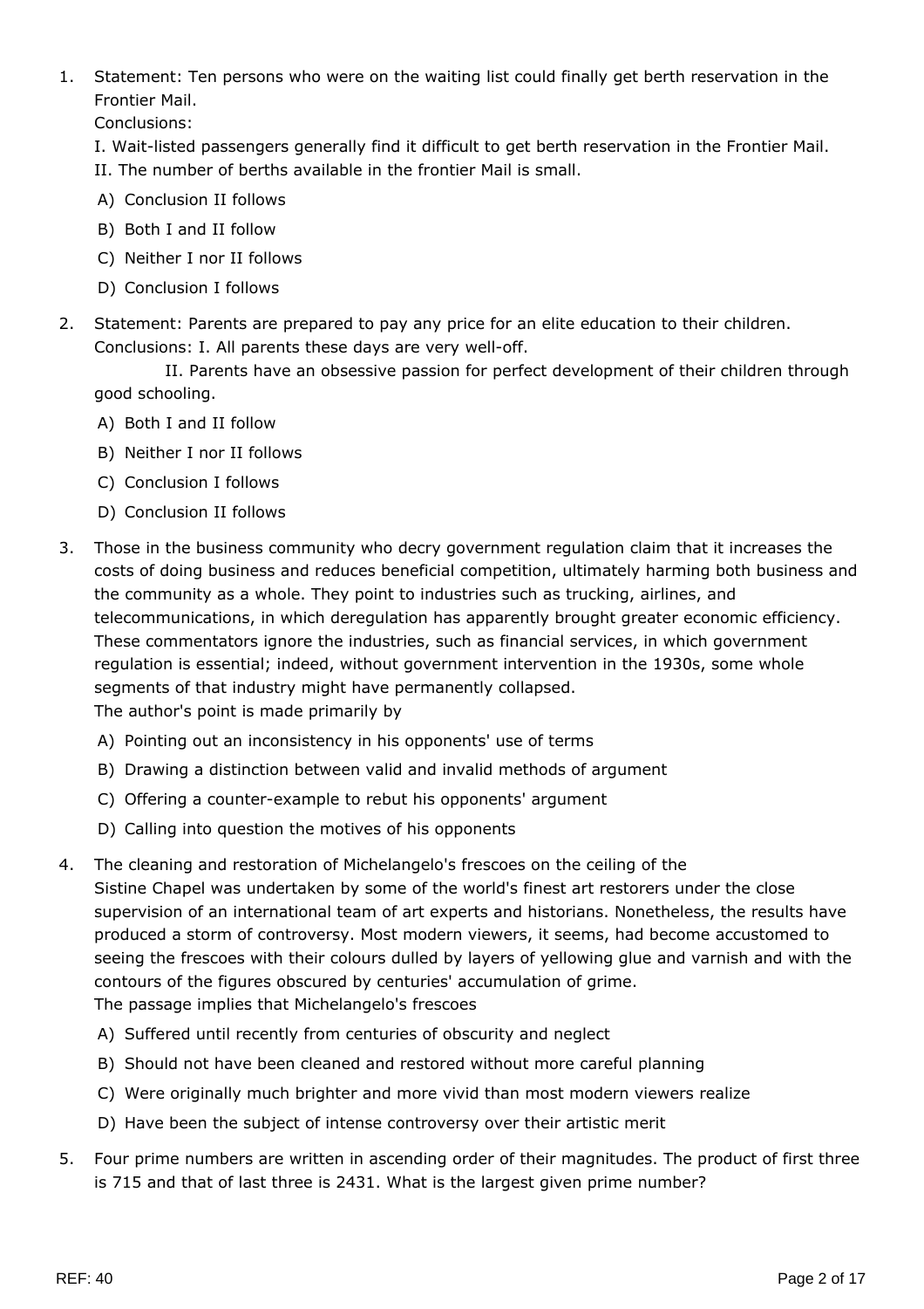1. Statement: Ten persons who were on the waiting list could finally get berth reservation in the Frontier Mail.
   Conclusions:
   I. Wait-listed passengers generally find it difficult to get berth reservation in the Frontier Mail.
   II. The number of berths available in the frontier Mail is small.
   - A) Conclusion II follows
   - B) Both I and II follow
   - C) Neither I nor II follows
   - D) Conclusion I follows

2. Statement: Parents are prepared to pay any price for an elite education to their children.
   Conclusions: I. All parents these days are very well-off.
   II. Parents have an obsessive passion for perfect development of their children through good schooling.
   - A) Both I and II follow
   - B) Neither I nor II follows
   - C) Conclusion I follows
   - D) Conclusion II follows

3. Those in the business community who decry government regulation claim that it increases the costs of doing business and reduces beneficial competition, ultimately harming both business and the community as a whole. They point to industries such as trucking, airlines, and telecommunications, in which deregulation has apparently brought greater economic efficiency. These commentators ignore the industries, such as financial services, in which government regulation is essential; indeed, without government intervention in the 1930s, some whole segments of that industry might have permanently collapsed.
   The author's point is made primarily by
   - A) Pointing out an inconsistency in his opponents' use of terms
   - B) Drawing a distinction between valid and invalid methods of argument
   - C) Offering a counter-example to rebut his opponents' argument
   - D) Calling into question the motives of his opponents

4. The cleaning and restoration of Michelangelo's frescoes on the ceiling of the Sistine Chapel was undertaken by some of the world's finest art restorers under the close supervision of an international team of art experts and historians. Nonetheless, the results have produced a storm of controversy. Most modern viewers, it seems, had become accustomed to seeing the frescoes with their colours dulled by layers of yellowing glue and varnish and with the contours of the figures obscured by centuries' accumulation of grime.
   The passage implies that Michelangelo's frescoes
   - A) Suffered until recently from centuries of obscurity and neglect
   - B) Should not have been cleaned and restored without more careful planning
   - C) Were originally much brighter and more vivid than most modern viewers realize
   - D) Have been the subject of intense controversy over their artistic merit

5. Four prime numbers are written in ascending order of their magnitudes. The product of first three is 715 and that of last three is 2431. What is the largest given prime number?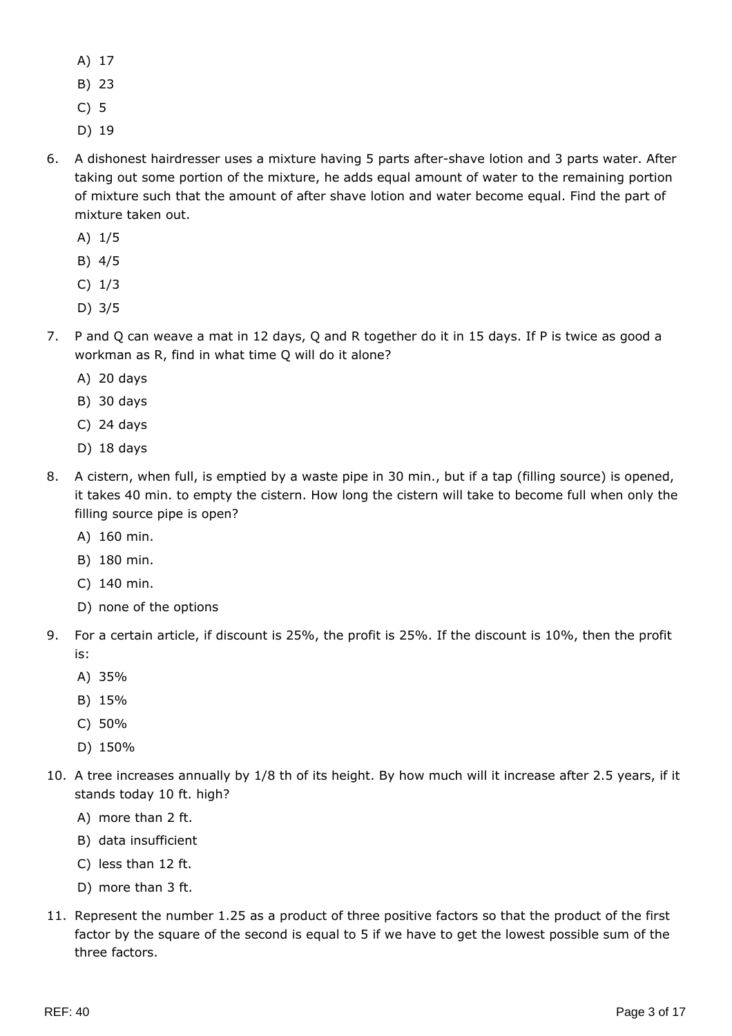A) 17

B) 23

C) 5

D) 19

6. A dishonest hairdresser uses a mixture having 5 parts after-shave lotion and 3 parts water. After taking out some portion of the mixture, he adds equal amount of water to the remaining portion of mixture such that the amount of after shave lotion and water become equal. Find the part of mixture taken out.

   A) 1/5

   B) 4/5

   C) 1/3

   D) 3/5

7. P and Q can weave a mat in 12 days, Q and R together do it in 15 days. If P is twice as good a workman as R, find in what time Q will do it alone?

   A) 20 days

   B) 30 days

   C) 24 days

   D) 18 days

8. A cistern, when full, is emptied by a waste pipe in 30 min., but if a tap (filling source) is opened, it takes 40 min. to empty the cistern. How long the cistern will take to become full when only the filling source pipe is open?

   A) 160 min.

   B) 180 min.

   C) 140 min.

   D) none of the options

9. For a certain article, if discount is 25%, the profit is 25%. If the discount is 10%, then the profit is:

   A) 35%

   B) 15%

   C) 50%

   D) 150%

10. A tree increases annually by 1/8 th of its height. By how much will it increase after 2.5 years, if it stands today 10 ft. high?

    A) more than 2 ft.

    B) data insufficient

    C) less than 12 ft.

    D) more than 3 ft.

11. Represent the number 1.25 as a product of three positive factors so that the product of the first factor by the square of the second is equal to 5 if we have to get the lowest possible sum of the three factors.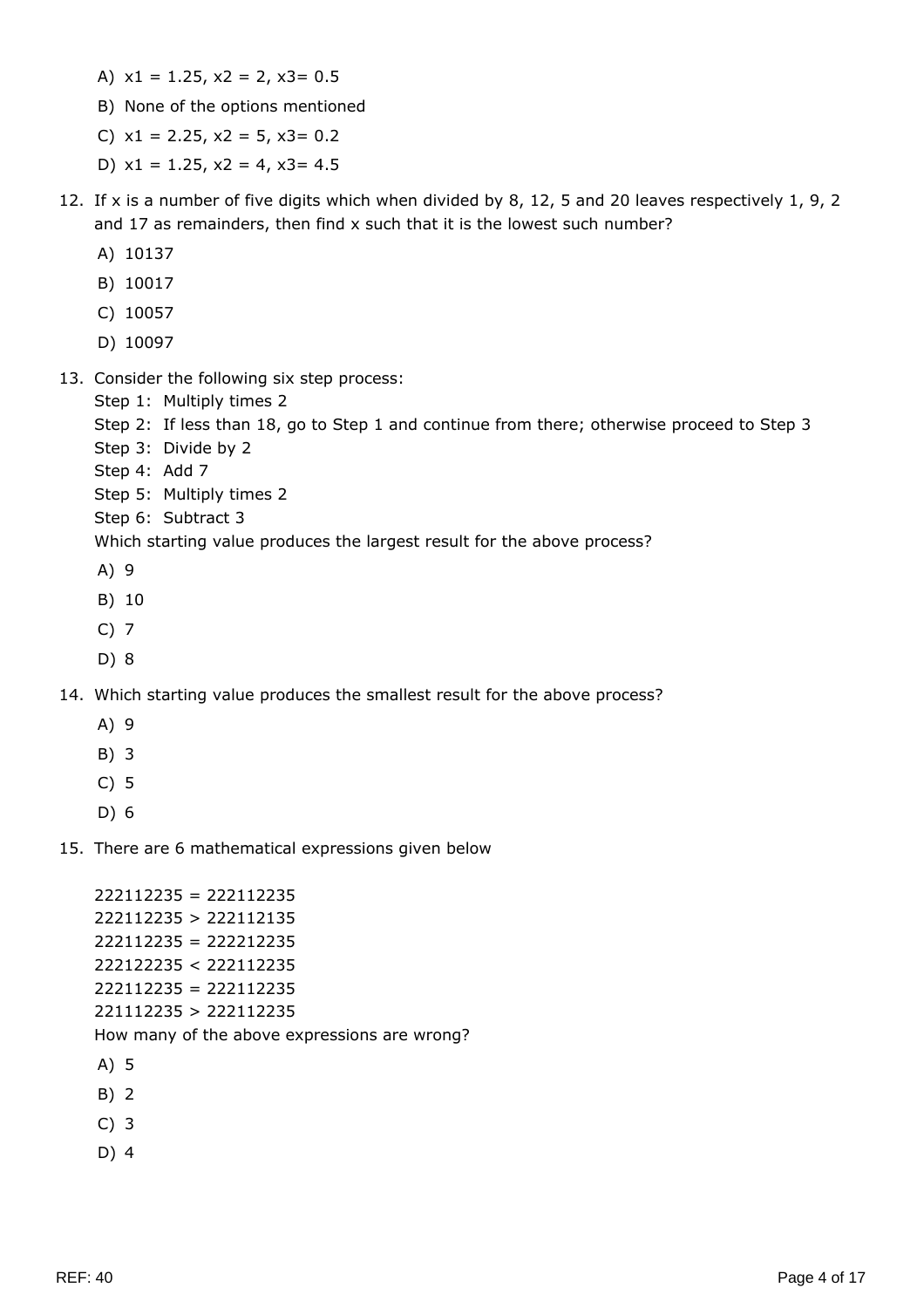A) $x1 = 1.25$, $x2 = 2$, $x3= 0.5$

B) None of the options mentioned

C) $x1 = 2.25$, $x2 = 5$, $x3= 0.2$

D) $x1 = 1.25$, $x2 = 4$, $x3= 4.5$

12. If x is a number of five digits which when divided by 8, 12, 5 and 20 leaves respectively 1, 9, 2 and 17 as remainders, then find x such that it is the lowest such number?

    A) 10137

    B) 10017

    C) 10057

    D) 10097

13. Consider the following six step process:
    Step 1: Multiply times 2
    Step 2: If less than 18, go to Step 1 and continue from there; otherwise proceed to Step 3
    Step 3: Divide by 2
    Step 4: Add 7
    Step 5: Multiply times 2
    Step 6: Subtract 3
    Which starting value produces the largest result for the above process?

    A) 9

    B) 10

    C) 7

    D) 8

14. Which starting value produces the smallest result for the above process?

    A) 9

    B) 3

    C) 5

    D) 6

15. There are 6 mathematical expressions given below

    222112235 = 222112235
    222112235 > 222112135
    222112235 = 222212235
    222122235 < 222112235
    222112235 = 222112235
    221112235 > 222112235
    How many of the above expressions are wrong?

    A) 5

    B) 2

    C) 3

    D) 4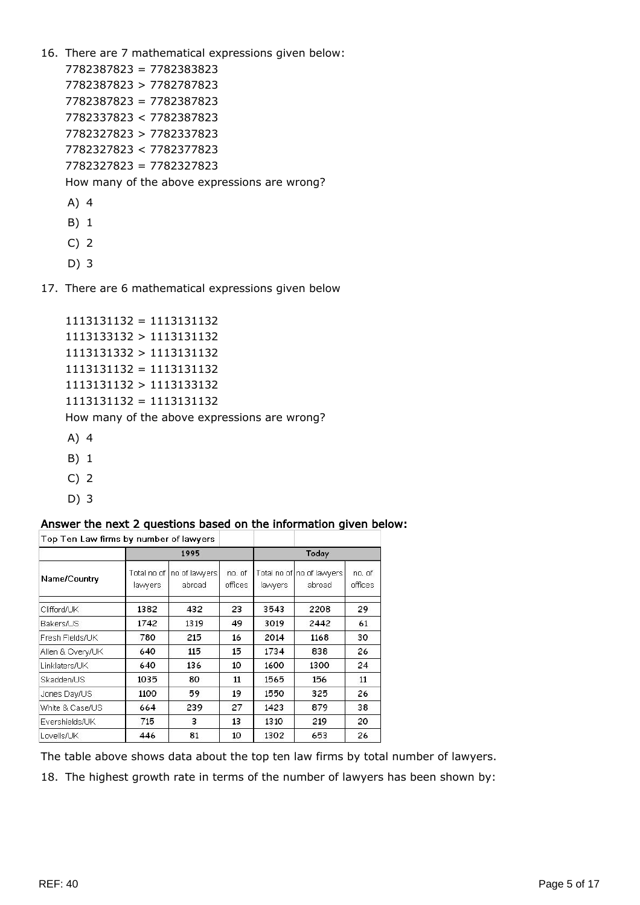16. There are 7 mathematical expressions given below:

    7782387823 = 7782383823
    7782387823 > 7782787823
    7782387823 = 7782387823
    7782337823 < 7782387823
    7782327823 > 7782337823
    7782327823 < 7782377823
    7782327823 = 7782327823

    How many of the above expressions are wrong?

    A) 4

    B) 1

    C) 2

    D) 3

17. There are 6 mathematical expressions given below

    1113131132 = 1113131132
    1113133132 > 1113131132
    1113131332 > 1113131132
    1113131132 = 1113131132
    1113131132 > 1113133132
    1113131132 = 1113131132

    How many of the above expressions are wrong?

    A) 4

    B) 1

    C) 2

    D) 3

## Answer the next 2 questions based on the information given below:

Top Ten Law firms by number of lawyers

| Name/Country | 1995 | | | Today | | |
|---|---|---|---|---|---|---|
| | Total no of lawyers | no of lawyers abroad | no. of offices | Total no of lawyers | no of lawyers abroad | no. of offices |
| Clifford/UK | 1382 | 432 | 23 | 3543 | 2208 | 29 |
| Bakers/US | 1742 | 1319 | 49 | 3019 | 2442 | 61 |
| Fresh Fields/UK | 780 | 215 | 16 | 2014 | 1168 | 30 |
| Allen & Overy/UK | 640 | 115 | 15 | 1734 | 838 | 26 |
| Linklaters/UK | 640 | 136 | 10 | 1600 | 1300 | 24 |
| Skadden/US | 1035 | 80 | 11 | 1565 | 156 | 11 |
| Jones Day/US | 1100 | 59 | 19 | 1550 | 325 | 26 |
| White & Case/US | 664 | 239 | 27 | 1423 | 879 | 38 |
| Evershields/UK | 715 | 3 | 13 | 1310 | 219 | 20 |
| Lovells/UK | 446 | 81 | 10 | 1302 | 653 | 26 |

The table above shows data about the top ten law firms by total number of lawyers.

18. The highest growth rate in terms of the number of lawyers has been shown by: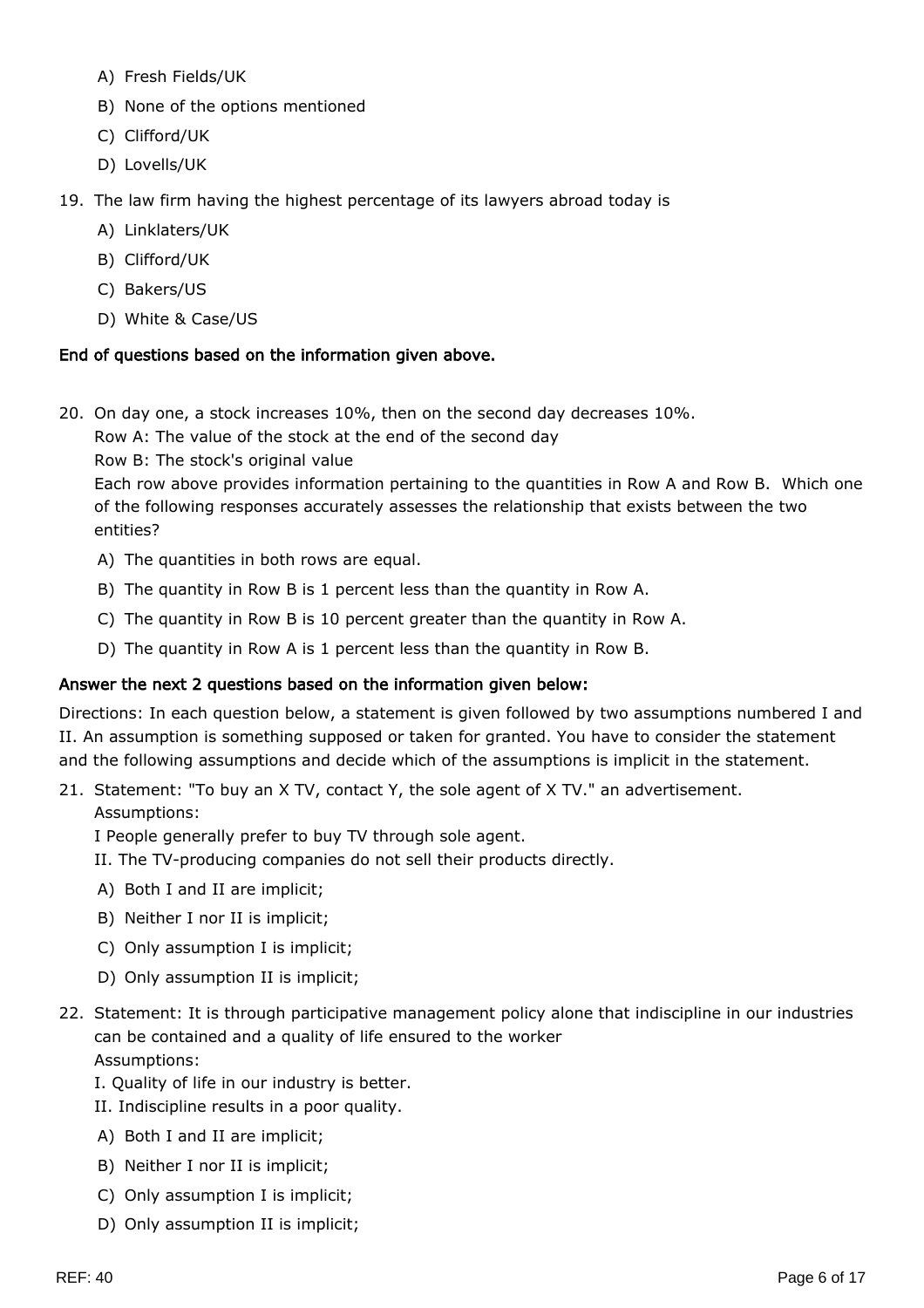A) Fresh Fields/UK

B) None of the options mentioned

C) Clifford/UK

D) Lovells/UK

19. The law firm having the highest percentage of its lawyers abroad today is

A) Linklaters/UK

B) Clifford/UK

C) Bakers/US

D) White & Case/US

**End of questions based on the information given above.**

20. On day one, a stock increases 10%, then on the second day decreases 10%.

Row A: The value of the stock at the end of the second day

Row B: The stock's original value

Each row above provides information pertaining to the quantities in Row A and Row B. Which one of the following responses accurately assesses the relationship that exists between the two entities?

A) The quantities in both rows are equal.

B) The quantity in Row B is 1 percent less than the quantity in Row A.

C) The quantity in Row B is 10 percent greater than the quantity in Row A.

D) The quantity in Row A is 1 percent less than the quantity in Row B.

**Answer the next 2 questions based on the information given below:**

Directions: In each question below, a statement is given followed by two assumptions numbered I and II. An assumption is something supposed or taken for granted. You have to consider the statement and the following assumptions and decide which of the assumptions is implicit in the statement.

21. Statement: "To buy an X TV, contact Y, the sole agent of X TV." an advertisement.

Assumptions:

I People generally prefer to buy TV through sole agent.

II. The TV-producing companies do not sell their products directly.

A) Both I and II are implicit;

B) Neither I nor II is implicit;

C) Only assumption I is implicit;

D) Only assumption II is implicit;

22. Statement: It is through participative management policy alone that indiscipline in our industries can be contained and a quality of life ensured to the worker

Assumptions:

I. Quality of life in our industry is better.

II. Indiscipline results in a poor quality.

A) Both I and II are implicit;

B) Neither I nor II is implicit;

C) Only assumption I is implicit;

D) Only assumption II is implicit;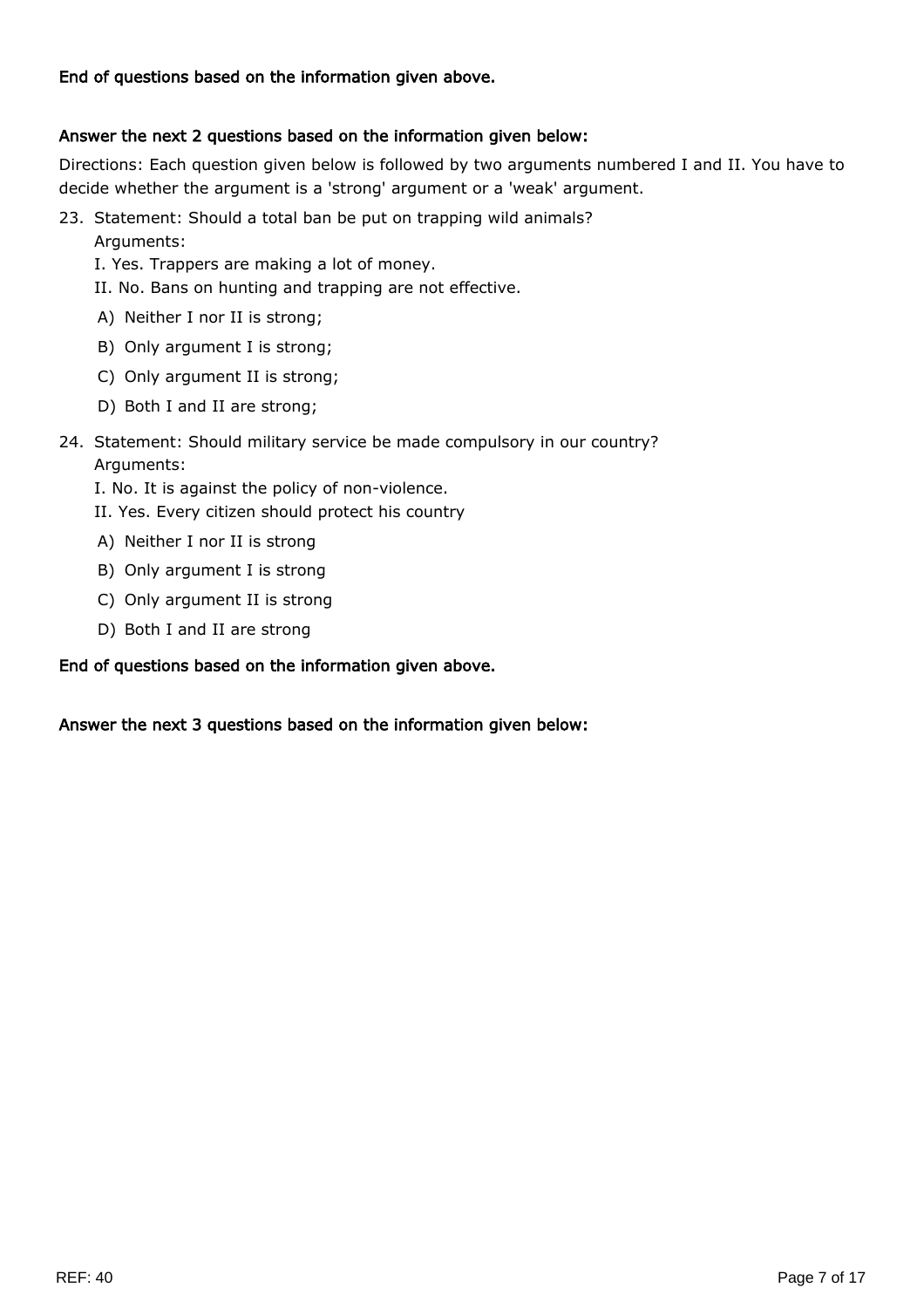**End of questions based on the information given above.**

**Answer the next 2 questions based on the information given below:**

Directions: Each question given below is followed by two arguments numbered I and II. You have to decide whether the argument is a 'strong' argument or a 'weak' argument.

23. Statement: Should a total ban be put on trapping wild animals?
    Arguments:
    I. Yes. Trappers are making a lot of money.
    II. No. Bans on hunting and trapping are not effective.
    A) Neither I nor II is strong;
    B) Only argument I is strong;
    C) Only argument II is strong;
    D) Both I and II are strong;

24. Statement: Should military service be made compulsory in our country?
    Arguments:
    I. No. It is against the policy of non-violence.
    II. Yes. Every citizen should protect his country
    A) Neither I nor II is strong
    B) Only argument I is strong
    C) Only argument II is strong
    D) Both I and II are strong

**End of questions based on the information given above.**

**Answer the next 3 questions based on the information given below:**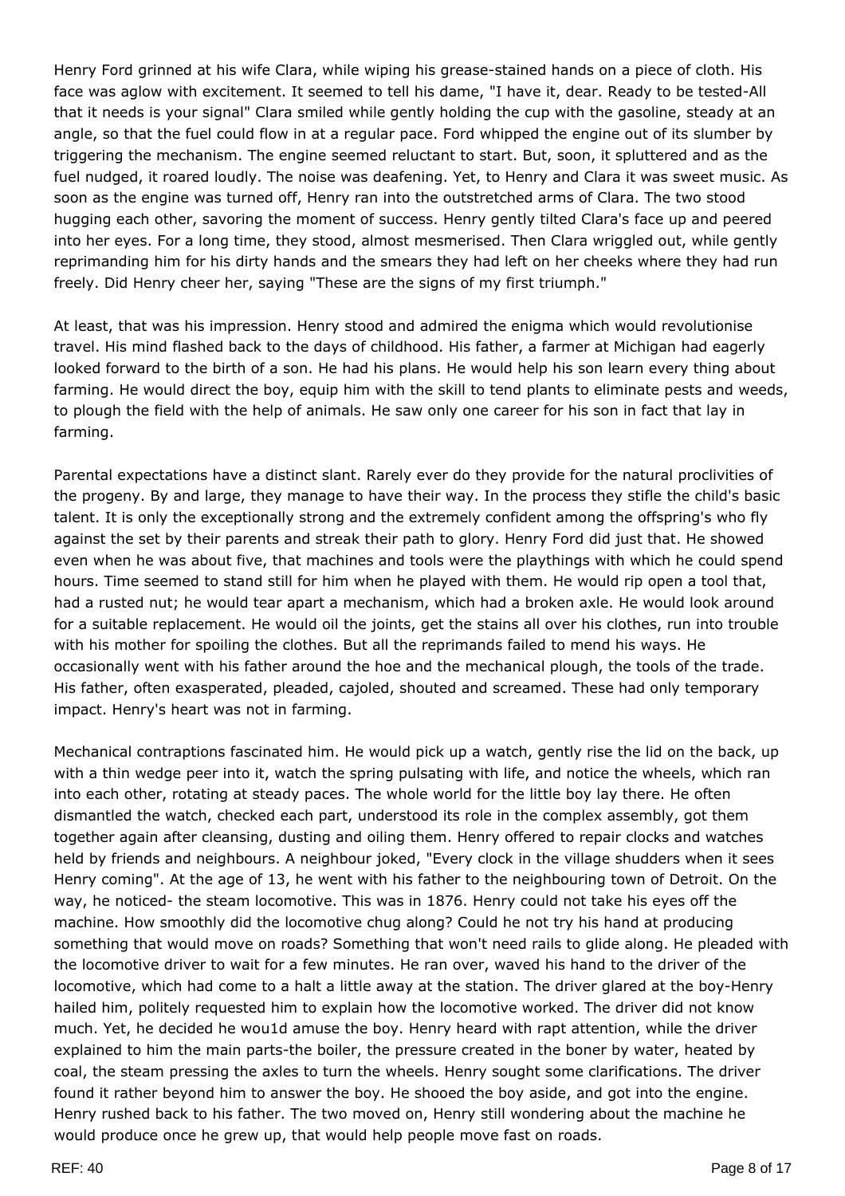Henry Ford grinned at his wife Clara, while wiping his grease-stained hands on a piece of cloth. His face was aglow with excitement. It seemed to tell his dame, "I have it, dear. Ready to be tested-All that it needs is your signal" Clara smiled while gently holding the cup with the gasoline, steady at an angle, so that the fuel could flow in at a regular pace. Ford whipped the engine out of its slumber by triggering the mechanism. The engine seemed reluctant to start. But, soon, it spluttered and as the fuel nudged, it roared loudly. The noise was deafening. Yet, to Henry and Clara it was sweet music. As soon as the engine was turned off, Henry ran into the outstretched arms of Clara. The two stood hugging each other, savoring the moment of success. Henry gently tilted Clara's face up and peered into her eyes. For a long time, they stood, almost mesmerised. Then Clara wriggled out, while gently reprimanding him for his dirty hands and the smears they had left on her cheeks where they had run freely. Did Henry cheer her, saying "These are the signs of my first triumph."

At least, that was his impression. Henry stood and admired the enigma which would revolutionise travel. His mind flashed back to the days of childhood. His father, a farmer at Michigan had eagerly looked forward to the birth of a son. He had his plans. He would help his son learn every thing about farming. He would direct the boy, equip him with the skill to tend plants to eliminate pests and weeds, to plough the field with the help of animals. He saw only one career for his son in fact that lay in farming.

Parental expectations have a distinct slant. Rarely ever do they provide for the natural proclivities of the progeny. By and large, they manage to have their way. In the process they stifle the child's basic talent. It is only the exceptionally strong and the extremely confident among the offspring's who fly against the set by their parents and streak their path to glory. Henry Ford did just that. He showed even when he was about five, that machines and tools were the playthings with which he could spend hours. Time seemed to stand still for him when he played with them. He would rip open a tool that, had a rusted nut; he would tear apart a mechanism, which had a broken axle. He would look around for a suitable replacement. He would oil the joints, get the stains all over his clothes, run into trouble with his mother for spoiling the clothes. But all the reprimands failed to mend his ways. He occasionally went with his father around the hoe and the mechanical plough, the tools of the trade. His father, often exasperated, pleaded, cajoled, shouted and screamed. These had only temporary impact. Henry's heart was not in farming.

Mechanical contraptions fascinated him. He would pick up a watch, gently rise the lid on the back, up with a thin wedge peer into it, watch the spring pulsating with life, and notice the wheels, which ran into each other, rotating at steady paces. The whole world for the little boy lay there. He often dismantled the watch, checked each part, understood its role in the complex assembly, got them together again after cleansing, dusting and oiling them. Henry offered to repair clocks and watches held by friends and neighbours. A neighbour joked, "Every clock in the village shudders when it sees Henry coming". At the age of 13, he went with his father to the neighbouring town of Detroit. On the way, he noticed- the steam locomotive. This was in 1876. Henry could not take his eyes off the machine. How smoothly did the locomotive chug along? Could he not try his hand at producing something that would move on roads? Something that won't need rails to glide along. He pleaded with the locomotive driver to wait for a few minutes. He ran over, waved his hand to the driver of the locomotive, which had come to a halt a little away at the station. The driver glared at the boy-Henry hailed him, politely requested him to explain how the locomotive worked. The driver did not know much. Yet, he decided he wou1d amuse the boy. Henry heard with rapt attention, while the driver explained to him the main parts-the boiler, the pressure created in the boner by water, heated by coal, the steam pressing the axles to turn the wheels. Henry sought some clarifications. The driver found it rather beyond him to answer the boy. He shooed the boy aside, and got into the engine. Henry rushed back to his father. The two moved on, Henry still wondering about the machine he would produce once he grew up, that would help people move fast on roads.

REF: 40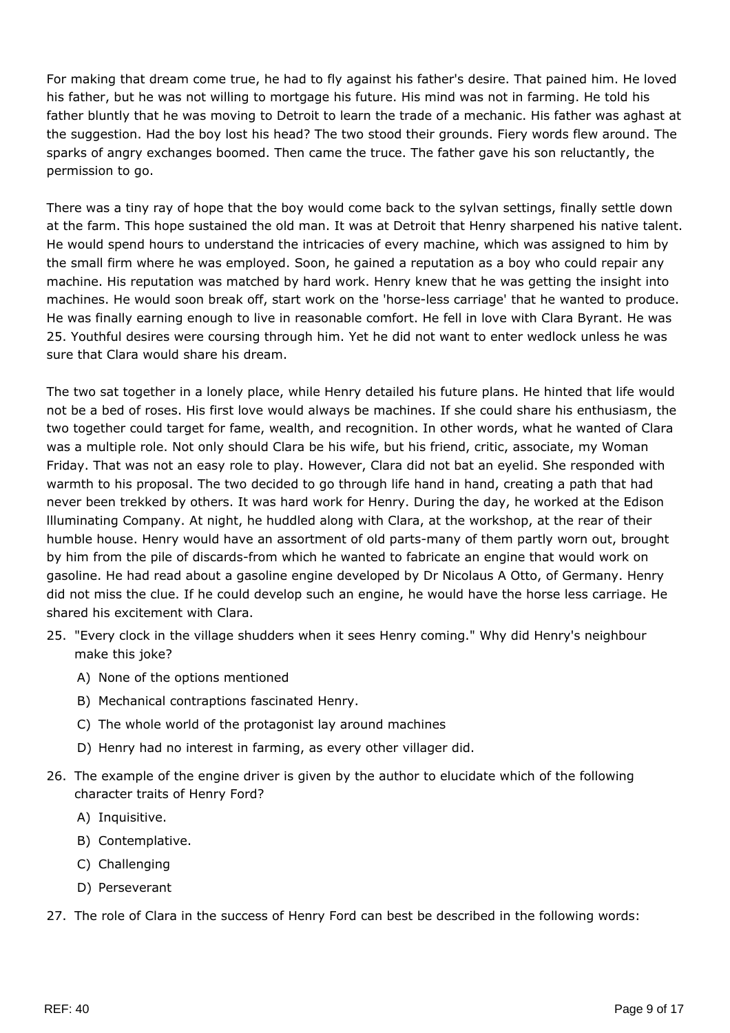For making that dream come true, he had to fly against his father's desire. That pained him. He loved his father, but he was not willing to mortgage his future. His mind was not in farming. He told his father bluntly that he was moving to Detroit to learn the trade of a mechanic. His father was aghast at the suggestion. Had the boy lost his head? The two stood their grounds. Fiery words flew around. The sparks of angry exchanges boomed. Then came the truce. The father gave his son reluctantly, the permission to go.

There was a tiny ray of hope that the boy would come back to the sylvan settings, finally settle down at the farm. This hope sustained the old man. It was at Detroit that Henry sharpened his native talent. He would spend hours to understand the intricacies of every machine, which was assigned to him by the small firm where he was employed. Soon, he gained a reputation as a boy who could repair any machine. His reputation was matched by hard work. Henry knew that he was getting the insight into machines. He would soon break off, start work on the 'horse-less carriage' that he wanted to produce. He was finally earning enough to live in reasonable comfort. He fell in love with Clara Byrant. He was 25. Youthful desires were coursing through him. Yet he did not want to enter wedlock unless he was sure that Clara would share his dream.

The two sat together in a lonely place, while Henry detailed his future plans. He hinted that life would not be a bed of roses. His first love would always be machines. If she could share his enthusiasm, the two together could target for fame, wealth, and recognition. In other words, what he wanted of Clara was a multiple role. Not only should Clara be his wife, but his friend, critic, associate, my Woman Friday. That was not an easy role to play. However, Clara did not bat an eyelid. She responded with warmth to his proposal. The two decided to go through life hand in hand, creating a path that had never been trekked by others. It was hard work for Henry. During the day, he worked at the Edison Illuminating Company. At night, he huddled along with Clara, at the workshop, at the rear of their humble house. Henry would have an assortment of old parts-many of them partly worn out, brought by him from the pile of discards-from which he wanted to fabricate an engine that would work on gasoline. He had read about a gasoline engine developed by Dr Nicolaus A Otto, of Germany. Henry did not miss the clue. If he could develop such an engine, he would have the horse less carriage. He shared his excitement with Clara.

25. "Every clock in the village shudders when it sees Henry coming." Why did Henry's neighbour make this joke?
   - A) None of the options mentioned
   - B) Mechanical contraptions fascinated Henry.
   - C) The whole world of the protagonist lay around machines
   - D) Henry had no interest in farming, as every other villager did.

26. The example of the engine driver is given by the author to elucidate which of the following character traits of Henry Ford?
   - A) Inquisitive.
   - B) Contemplative.
   - C) Challenging
   - D) Perseverant

27. The role of Clara in the success of Henry Ford can best be described in the following words: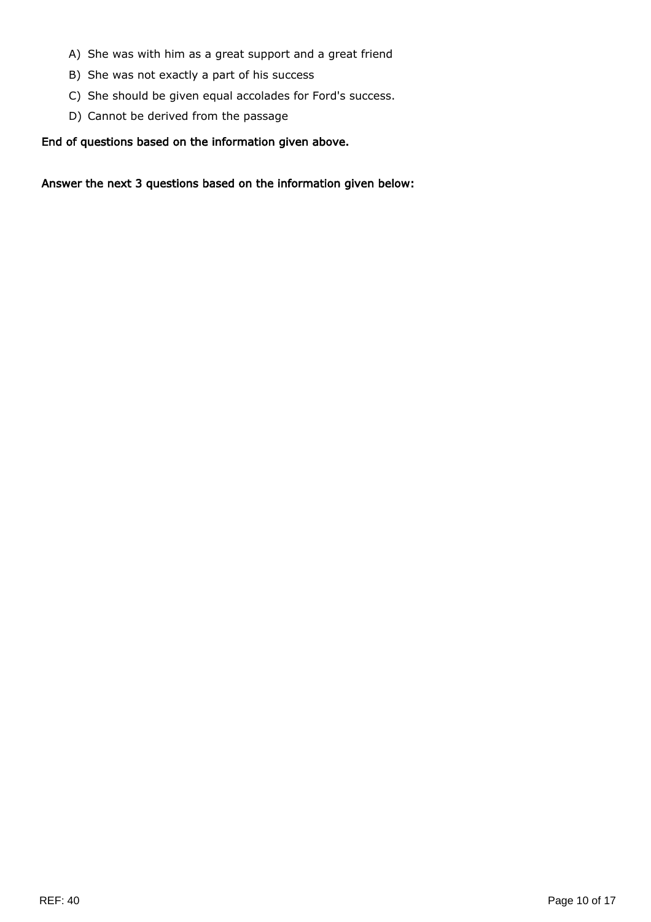A) She was with him as a great support and a great friend

B) She was not exactly a part of his success

C) She should be given equal accolades for Ford's success.

D) Cannot be derived from the passage

**End of questions based on the information given above.**

**Answer the next 3 questions based on the information given below:**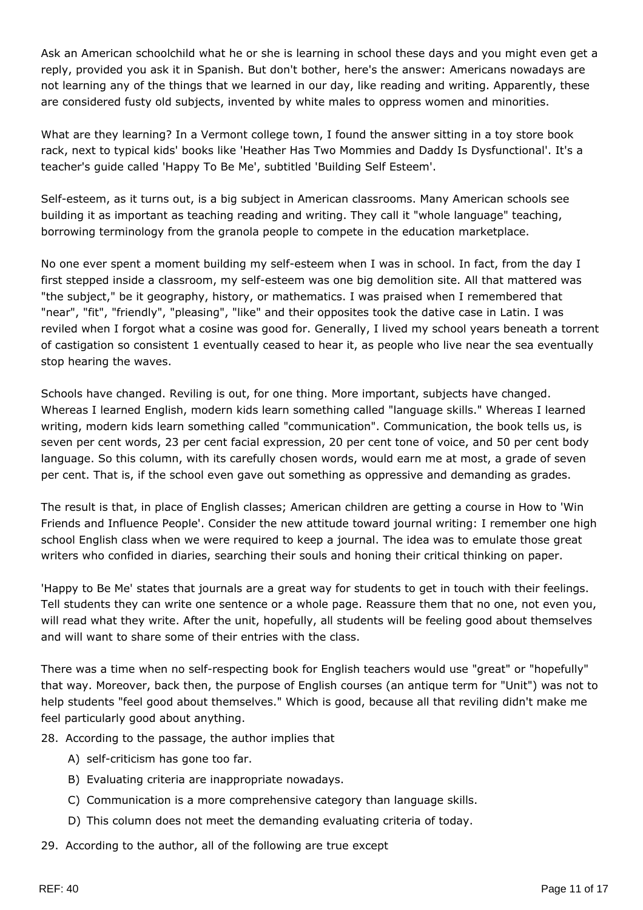Ask an American schoolchild what he or she is learning in school these days and you might even get a reply, provided you ask it in Spanish. But don't bother, here's the answer: Americans nowadays are not learning any of the things that we learned in our day, like reading and writing. Apparently, these are considered fusty old subjects, invented by white males to oppress women and minorities.

What are they learning? In a Vermont college town, I found the answer sitting in a toy store book rack, next to typical kids' books like 'Heather Has Two Mommies and Daddy Is Dysfunctional'. It's a teacher's guide called 'Happy To Be Me', subtitled 'Building Self Esteem'.

Self-esteem, as it turns out, is a big subject in American classrooms. Many American schools see building it as important as teaching reading and writing. They call it "whole language" teaching, borrowing terminology from the granola people to compete in the education marketplace.

No one ever spent a moment building my self-esteem when I was in school. In fact, from the day I first stepped inside a classroom, my self-esteem was one big demolition site. All that mattered was "the subject," be it geography, history, or mathematics. I was praised when I remembered that "near", "fit", "friendly", "pleasing", "like" and their opposites took the dative case in Latin. I was reviled when I forgot what a cosine was good for. Generally, I lived my school years beneath a torrent of castigation so consistent 1 eventually ceased to hear it, as people who live near the sea eventually stop hearing the waves.

Schools have changed. Reviling is out, for one thing. More important, subjects have changed. Whereas I learned English, modern kids learn something called "language skills." Whereas I learned writing, modern kids learn something called "communication". Communication, the book tells us, is seven per cent words, 23 per cent facial expression, 20 per cent tone of voice, and 50 per cent body language. So this column, with its carefully chosen words, would earn me at most, a grade of seven per cent. That is, if the school even gave out something as oppressive and demanding as grades.

The result is that, in place of English classes; American children are getting a course in How to 'Win Friends and Influence People'. Consider the new attitude toward journal writing: I remember one high school English class when we were required to keep a journal. The idea was to emulate those great writers who confided in diaries, searching their souls and honing their critical thinking on paper.

'Happy to Be Me' states that journals are a great way for students to get in touch with their feelings. Tell students they can write one sentence or a whole page. Reassure them that no one, not even you, will read what they write. After the unit, hopefully, all students will be feeling good about themselves and will want to share some of their entries with the class.

There was a time when no self-respecting book for English teachers would use "great" or "hopefully" that way. Moreover, back then, the purpose of English courses (an antique term for "Unit") was not to help students "feel good about themselves." Which is good, because all that reviling didn't make me feel particularly good about anything.

28. According to the passage, the author implies that
    A) self-criticism has gone too far.
    B) Evaluating criteria are inappropriate nowadays.
    C) Communication is a more comprehensive category than language skills.
    D) This column does not meet the demanding evaluating criteria of today.

29. According to the author, all of the following are true except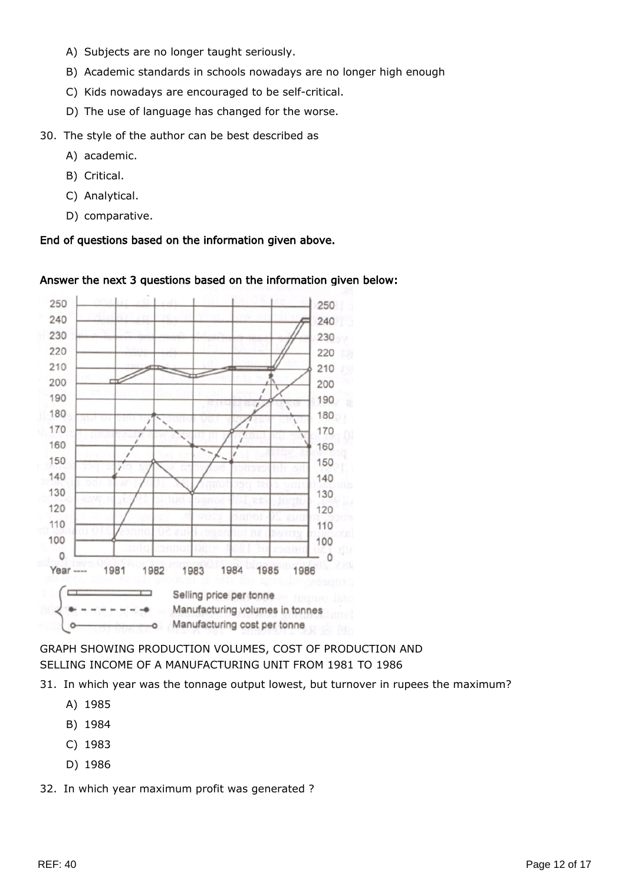A) Subjects are no longer taught seriously.

B) Academic standards in schools nowadays are no longer high enough

C) Kids nowadays are encouraged to be self-critical.

D) The use of language has changed for the worse.

30. The style of the author can be best described as

A) academic.

B) Critical.

C) Analytical.

D) comparative.

**End of questions based on the information given above.**

**Answer the next 3 questions based on the information given below:**

GRAPH SHOWING PRODUCTION VOLUMES, COST OF PRODUCTION AND SELLING INCOME OF A MANUFACTURING UNIT FROM 1981 TO 1986

31. In which year was the tonnage output lowest, but turnover in rupees the maximum?

A) 1985

B) 1984

C) 1983

D) 1986

32. In which year maximum profit was generated ?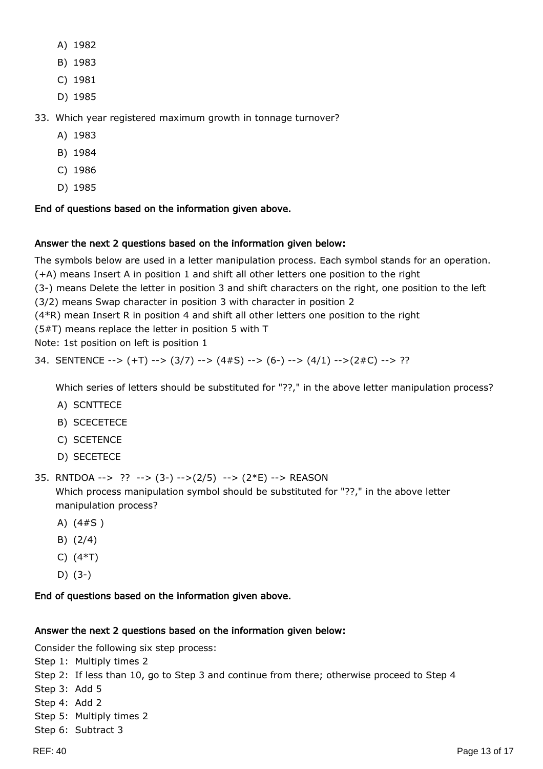A) 1982
B) 1983
C) 1981
D) 1985

33. Which year registered maximum growth in tonnage turnover?
    A) 1983
    B) 1984
    C) 1986
    D) 1985

**End of questions based on the information given above.**

**Answer the next 2 questions based on the information given below:**

The symbols below are used in a letter manipulation process. Each symbol stands for an operation.
(+A) means Insert A in position 1 and shift all other letters one position to the right
(3-) means Delete the letter in position 3 and shift characters on the right, one position to the left
(3/2) means Swap character in position 3 with character in position 2
(4*R) mean Insert R in position 4 and shift all other letters one position to the right
(5#T) means replace the letter in position 5 with T
Note: 1st position on left is position 1

34. SENTENCE --> (+T) --> (3/7) --> (4#S) --> (6-) --> (4/1) -->(2#C) --> ??

    Which series of letters should be substituted for "??," in the above letter manipulation process?
    A) SCNTTECE
    B) SCECETECE
    C) SCETENCE
    D) SECETECE

35. RNTDOA --> ?? --> (3-) -->(2/5) --> (2*E) --> REASON
    Which process manipulation symbol should be substituted for "??," in the above letter manipulation process?
    A) (4#S )
    B) (2/4)
    C) (4*T)
    D) (3-)

**End of questions based on the information given above.**

**Answer the next 2 questions based on the information given below:**

Consider the following six step process:
Step 1: Multiply times 2
Step 2: If less than 10, go to Step 3 and continue from there; otherwise proceed to Step 4
Step 3: Add 5
Step 4: Add 2
Step 5: Multiply times 2
Step 6: Subtract 3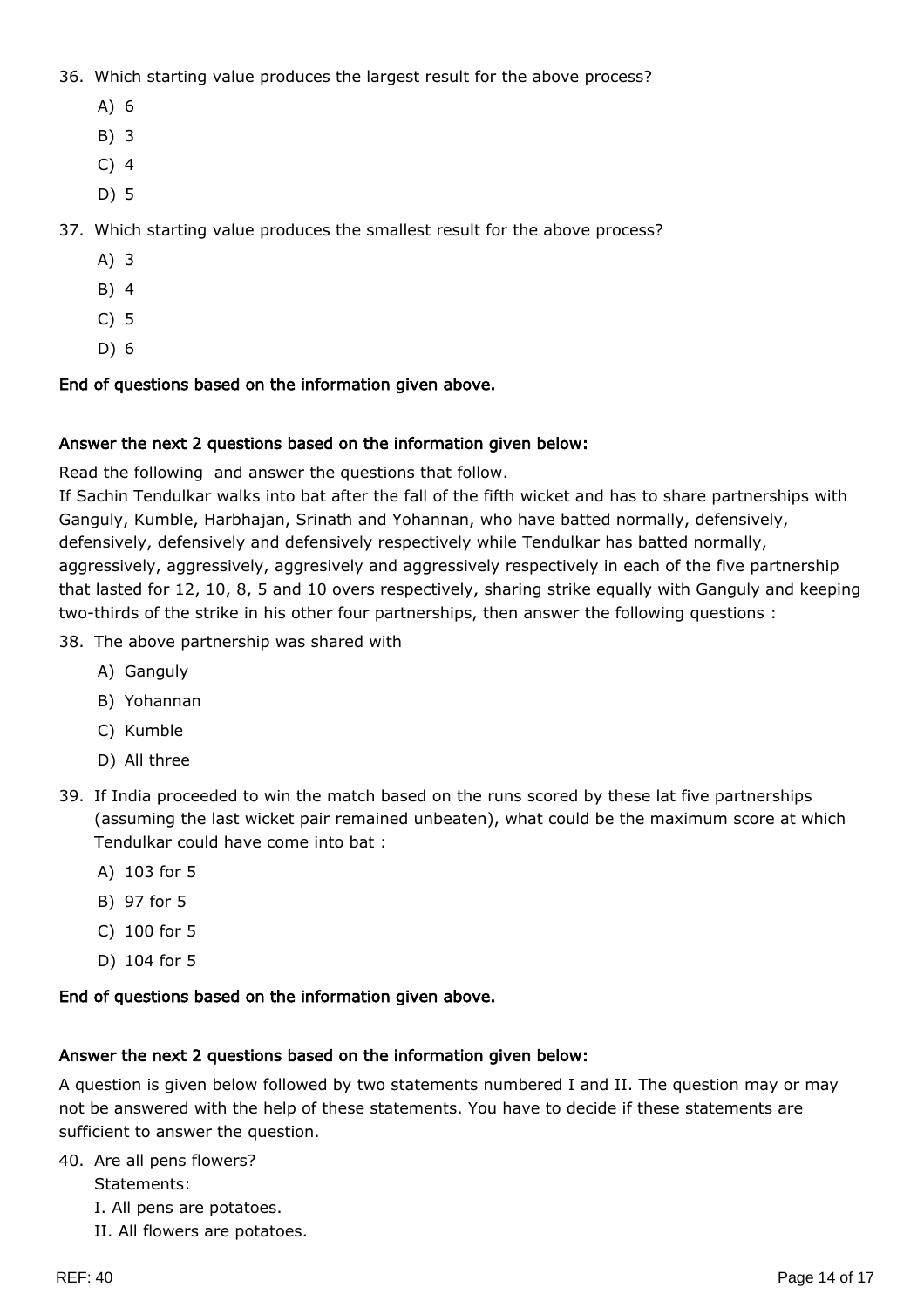36. Which starting value produces the largest result for the above process?
    - A) 6
    - B) 3
    - C) 4
    - D) 5

37. Which starting value produces the smallest result for the above process?
    - A) 3
    - B) 4
    - C) 5
    - D) 6

**End of questions based on the information given above.**

**Answer the next 2 questions based on the information given below:**

Read the following  and answer the questions that follow.
If Sachin Tendulkar walks into bat after the fall of the fifth wicket and has to share partnerships with Ganguly, Kumble, Harbhajan, Srinath and Yohannan, who have batted normally, defensively, defensively, defensively and defensively respectively while Tendulkar has batted normally, aggressively, aggressively, aggresively and aggressively respectively in each of the five partnership that lasted for 12, 10, 8, 5 and 10 overs respectively, sharing strike equally with Ganguly and keeping two-thirds of the strike in his other four partnerships, then answer the following questions :

38. The above partnership was shared with
    - A) Ganguly
    - B) Yohannan
    - C) Kumble
    - D) All three

39. If India proceeded to win the match based on the runs scored by these lat five partnerships (assuming the last wicket pair remained unbeaten), what could be the maximum score at which Tendulkar could have come into bat :
    - A) 103 for 5
    - B) 97 for 5
    - C) 100 for 5
    - D) 104 for 5

**End of questions based on the information given above.**

**Answer the next 2 questions based on the information given below:**

A question is given below followed by two statements numbered I and II. The question may or may not be answered with the help of these statements. You have to decide if these statements are sufficient to answer the question.

40. Are all pens flowers?
    Statements:
    I. All pens are potatoes.
    II. All flowers are potatoes.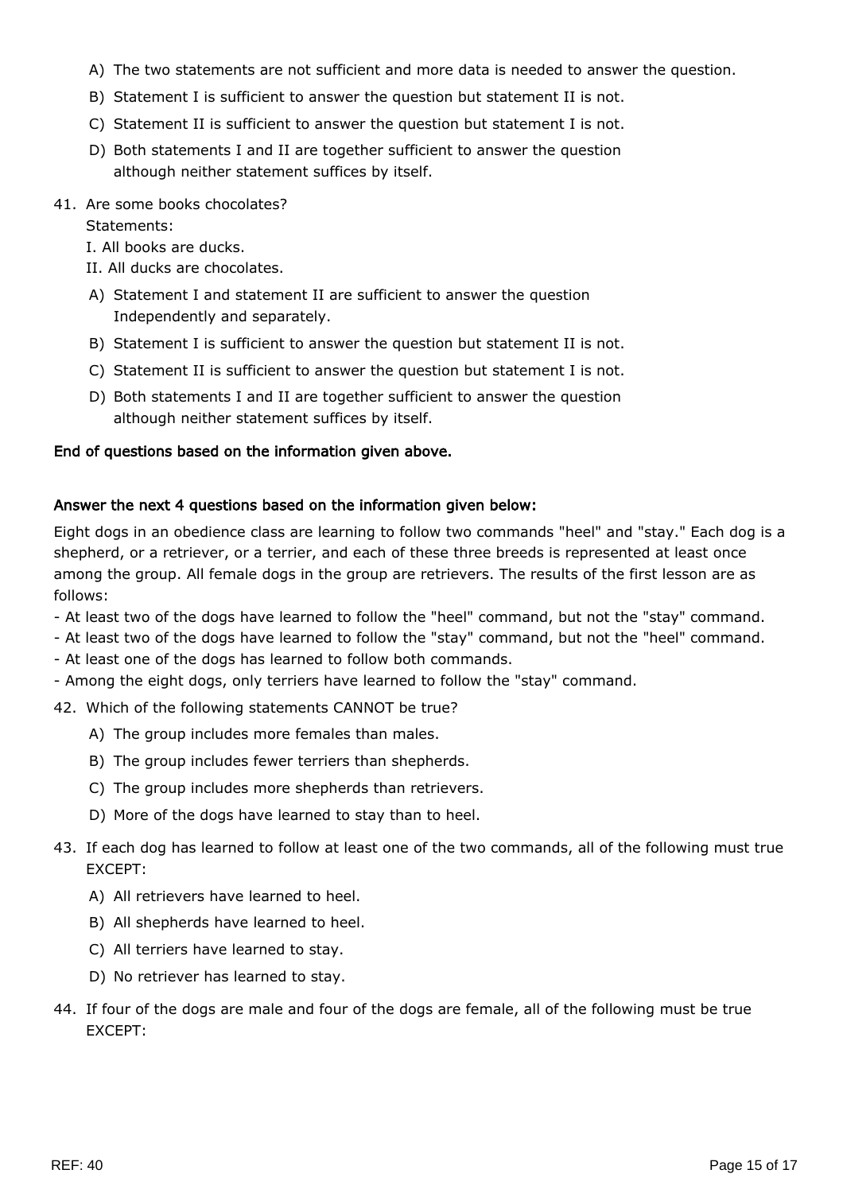A) The two statements are not sufficient and more data is needed to answer the question.

B) Statement I is sufficient to answer the question but statement II is not.

C) Statement II is sufficient to answer the question but statement I is not.

D) Both statements I and II are together sufficient to answer the question although neither statement suffices by itself.

41. Are some books chocolates?

Statements:

I. All books are ducks.

II. All ducks are chocolates.

A) Statement I and statement II are sufficient to answer the question Independently and separately.

B) Statement I is sufficient to answer the question but statement II is not.

C) Statement II is sufficient to answer the question but statement I is not.

D) Both statements I and II are together sufficient to answer the question although neither statement suffices by itself.

**End of questions based on the information given above.**

**Answer the next 4 questions based on the information given below:**

Eight dogs in an obedience class are learning to follow two commands "heel" and "stay." Each dog is a shepherd, or a retriever, or a terrier, and each of these three breeds is represented at least once among the group. All female dogs in the group are retrievers. The results of the first lesson are as follows:

- At least two of the dogs have learned to follow the "heel" command, but not the "stay" command.
- At least two of the dogs have learned to follow the "stay" command, but not the "heel" command.
- At least one of the dogs has learned to follow both commands.
- Among the eight dogs, only terriers have learned to follow the "stay" command.

42. Which of the following statements CANNOT be true?

A) The group includes more females than males.

B) The group includes fewer terriers than shepherds.

C) The group includes more shepherds than retrievers.

D) More of the dogs have learned to stay than to heel.

43. If each dog has learned to follow at least one of the two commands, all of the following must true EXCEPT:

A) All retrievers have learned to heel.

B) All shepherds have learned to heel.

C) All terriers have learned to stay.

D) No retriever has learned to stay.

44. If four of the dogs are male and four of the dogs are female, all of the following must be true EXCEPT: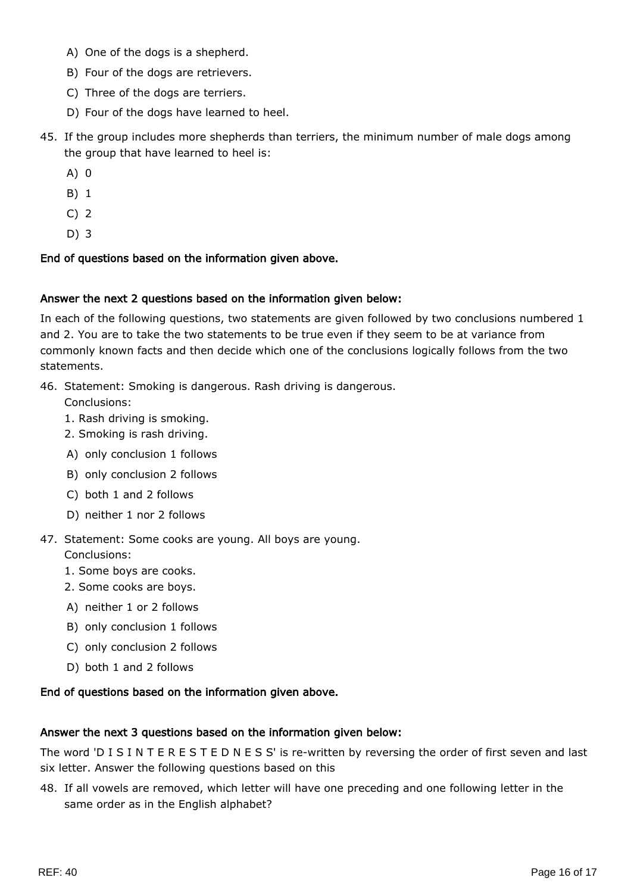A) One of the dogs is a shepherd.

B) Four of the dogs are retrievers.

C) Three of the dogs are terriers.

D) Four of the dogs have learned to heel.

45. If the group includes more shepherds than terriers, the minimum number of male dogs among the group that have learned to heel is:

    A) 0

    B) 1

    C) 2

    D) 3

**End of questions based on the information given above.**

**Answer the next 2 questions based on the information given below:**

In each of the following questions, two statements are given followed by two conclusions numbered 1 and 2. You are to take the two statements to be true even if they seem to be at variance from commonly known facts and then decide which one of the conclusions logically follows from the two statements.

46. Statement: Smoking is dangerous. Rash driving is dangerous.
    Conclusions:
    1. Rash driving is smoking.
    2. Smoking is rash driving.

    A) only conclusion 1 follows

    B) only conclusion 2 follows

    C) both 1 and 2 follows

    D) neither 1 nor 2 follows

47. Statement: Some cooks are young. All boys are young.
    Conclusions:
    1. Some boys are cooks.
    2. Some cooks are boys.

    A) neither 1 or 2 follows

    B) only conclusion 1 follows

    C) only conclusion 2 follows

    D) both 1 and 2 follows

**End of questions based on the information given above.**

**Answer the next 3 questions based on the information given below:**

The word 'D I S I N T E R E S T E D N E S S' is re-written by reversing the order of first seven and last six letter. Answer the following questions based on this

48. If all vowels are removed, which letter will have one preceding and one following letter in the same order as in the English alphabet?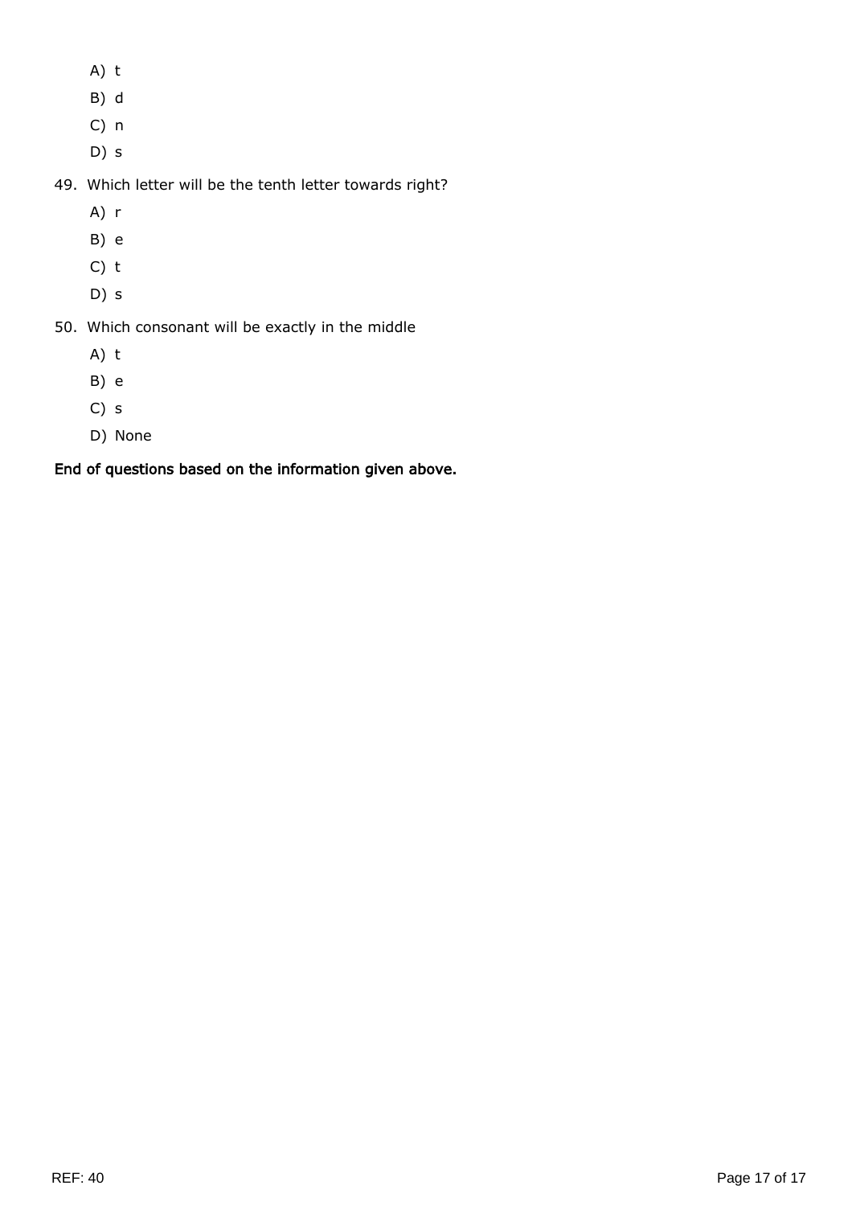A) t

B) d

C) n

D) s

49. Which letter will be the tenth letter towards right?

A) r

B) e

C) t

D) s

50. Which consonant will be exactly in the middle

A) t

B) e

C) s

D) None

**End of questions based on the information given above.**